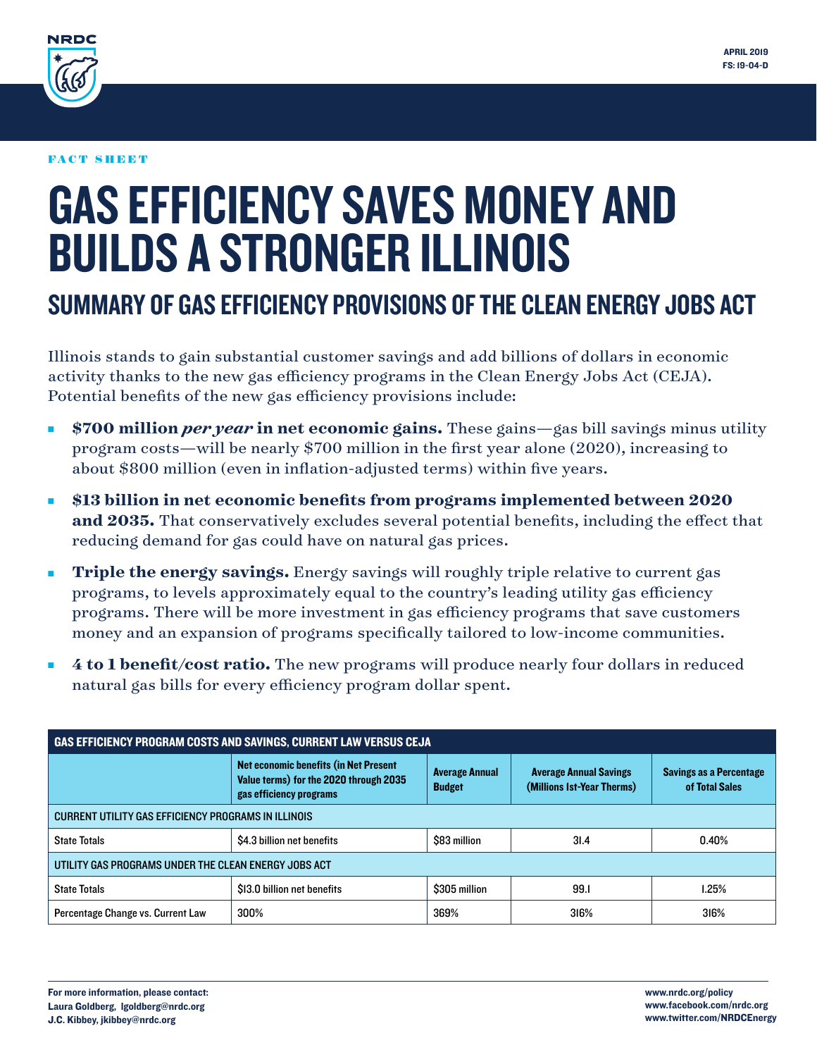FACT SHEET

# GAS EFFICIENCY SAVES MONEY AND BUILDS A STRONGER ILLINOIS

## SUMMARY OF GAS EFFICIENCY PROVISIONS OF THE CLEAN ENERGY JOBS ACT

Illinois stands to gain substantial customer savings and add billions of dollars in economic activity thanks to the new gas efficiency programs in the Clean Energy Jobs Act (CEJA). Potential benefits of the new gas efficiency provisions include:

- **$700 million *per year* in net economic gains.** These gains—gas bill savings minus utility program costs—will be nearly $700 million in the first year alone (2020), increasing to about $800 million (even in inflation-adjusted terms) within five years.
- **$13 billion in net economic benefits from programs implemented between 2020 and 2035.** That conservatively excludes several potential benefits, including the effect that reducing demand for gas could have on natural gas prices.
- **Triple the energy savings.** Energy savings will roughly triple relative to current gas programs, to levels approximately equal to the country's leading utility gas efficiency programs. There will be more investment in gas efficiency programs that save customers money and an expansion of programs specifically tailored to low-income communities.
- **4 to 1 benefit/cost ratio.** The new programs will produce nearly four dollars in reduced natural gas bills for every efficiency program dollar spent.

**GAS EFFICIENCY PROGRAM COSTS AND SAVINGS, CURRENT LAW VERSUS CEJA**

| | Net economic benefits (in Net Present Value terms) for the 2020 through 2035 gas efficiency programs | Average Annual Budget | Average Annual Savings (Millions 1st-Year Therms) | Savings as a Percentage of Total Sales |
|---|---|---|---|---|
| CURRENT UTILITY GAS EFFICIENCY PROGRAMS IN ILLINOIS | | | | |
| State Totals | $4.3 billion net benefits | $83 million | 31.4 | 0.40% |
| UTILITY GAS PROGRAMS UNDER THE CLEAN ENERGY JOBS ACT | | | | |
| State Totals | $13.0 billion net benefits | $305 million | 99.1 | 1.25% |
| Percentage Change vs. Current Law | 300% | 369% | 316% | 316% |

For more information, please contact:
Laura Goldberg, lgoldberg@nrdc.org
J.C. Kibbey, jkibbey@nrdc.org

www.nrdc.org/policy
www.facebook.com/nrdc.org
www.twitter.com/NRDCEnergy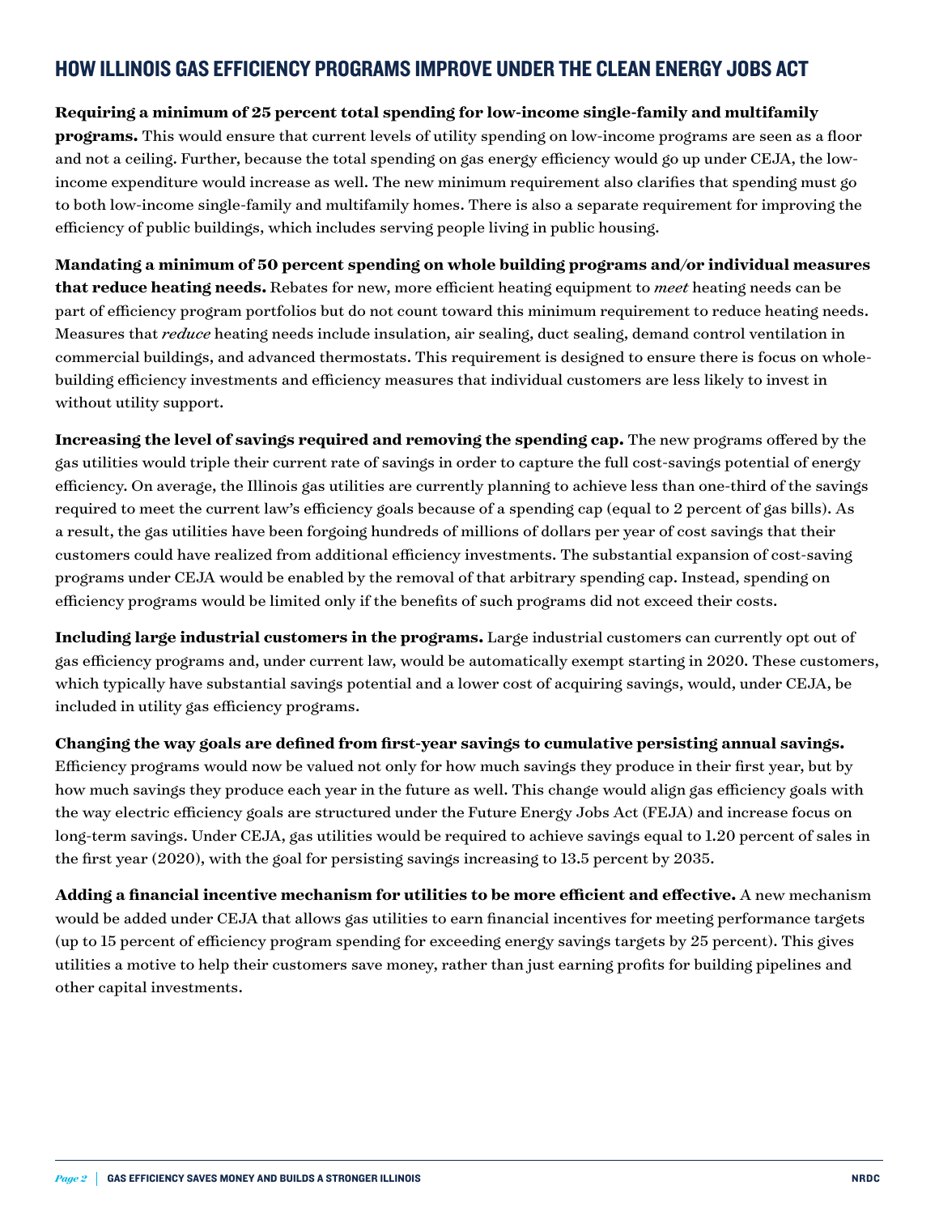## HOW ILLINOIS GAS EFFICIENCY PROGRAMS IMPROVE UNDER THE CLEAN ENERGY JOBS ACT

**Requiring a minimum of 25 percent total spending for low-income single-family and multifamily programs.** This would ensure that current levels of utility spending on low-income programs are seen as a floor and not a ceiling. Further, because the total spending on gas energy efficiency would go up under CEJA, the low-income expenditure would increase as well. The new minimum requirement also clarifies that spending must go to both low-income single-family and multifamily homes. There is also a separate requirement for improving the efficiency of public buildings, which includes serving people living in public housing.

**Mandating a minimum of 50 percent spending on whole building programs and/or individual measures that reduce heating needs.** Rebates for new, more efficient heating equipment to *meet* heating needs can be part of efficiency program portfolios but do not count toward this minimum requirement to reduce heating needs. Measures that *reduce* heating needs include insulation, air sealing, duct sealing, demand control ventilation in commercial buildings, and advanced thermostats. This requirement is designed to ensure there is focus on whole-building efficiency investments and efficiency measures that individual customers are less likely to invest in without utility support.

**Increasing the level of savings required and removing the spending cap.** The new programs offered by the gas utilities would triple their current rate of savings in order to capture the full cost-savings potential of energy efficiency. On average, the Illinois gas utilities are currently planning to achieve less than one-third of the savings required to meet the current law's efficiency goals because of a spending cap (equal to 2 percent of gas bills). As a result, the gas utilities have been forgoing hundreds of millions of dollars per year of cost savings that their customers could have realized from additional efficiency investments. The substantial expansion of cost-saving programs under CEJA would be enabled by the removal of that arbitrary spending cap. Instead, spending on efficiency programs would be limited only if the benefits of such programs did not exceed their costs.

**Including large industrial customers in the programs.** Large industrial customers can currently opt out of gas efficiency programs and, under current law, would be automatically exempt starting in 2020. These customers, which typically have substantial savings potential and a lower cost of acquiring savings, would, under CEJA, be included in utility gas efficiency programs.

**Changing the way goals are defined from first-year savings to cumulative persisting annual savings.** Efficiency programs would now be valued not only for how much savings they produce in their first year, but by how much savings they produce each year in the future as well. This change would align gas efficiency goals with the way electric efficiency goals are structured under the Future Energy Jobs Act (FEJA) and increase focus on long-term savings. Under CEJA, gas utilities would be required to achieve savings equal to 1.20 percent of sales in the first year (2020), with the goal for persisting savings increasing to 13.5 percent by 2035.

**Adding a financial incentive mechanism for utilities to be more efficient and effective.** A new mechanism would be added under CEJA that allows gas utilities to earn financial incentives for meeting performance targets (up to 15 percent of efficiency program spending for exceeding energy savings targets by 25 percent). This gives utilities a motive to help their customers save money, rather than just earning profits for building pipelines and other capital investments.